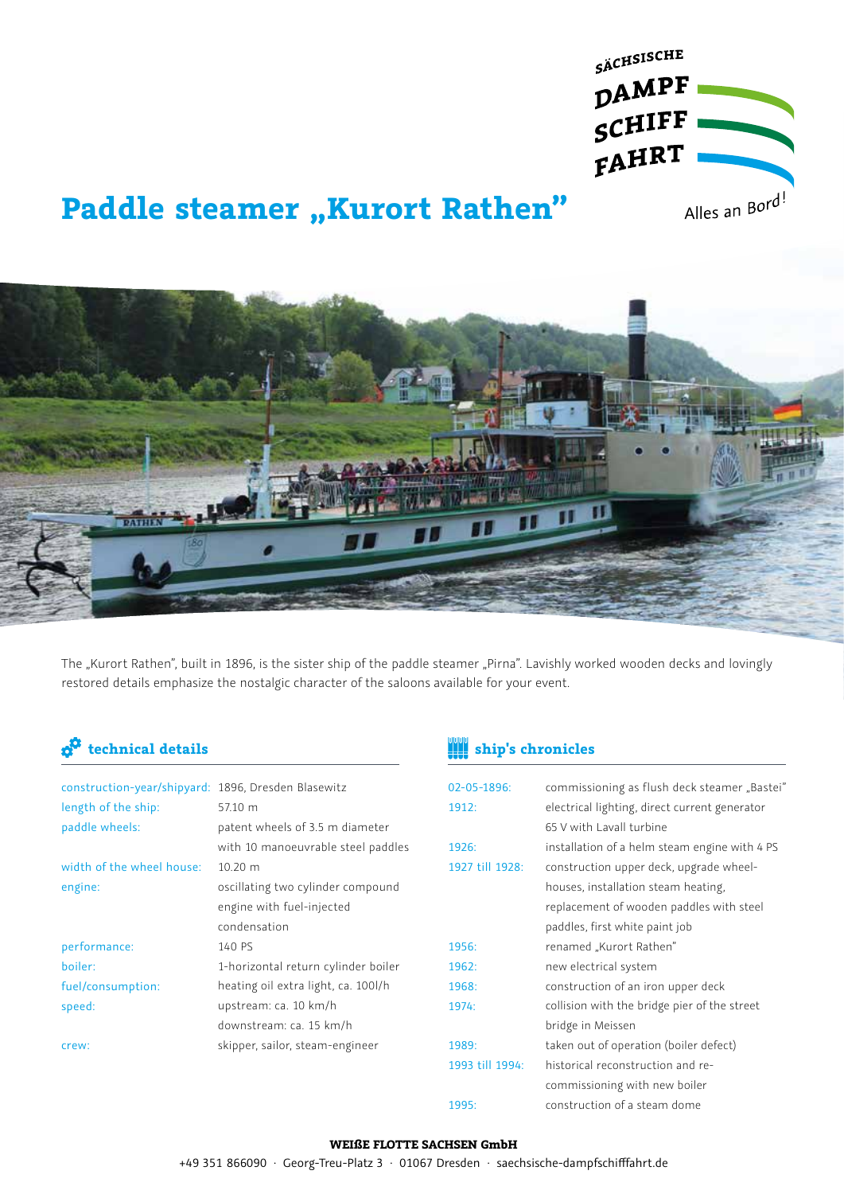SÄCHSISCHE DAMPF SCHIFF FAHRT

Alles an Bord!

# Paddle steamer „Kurort Rathen"

The „Kurort Rathen", built in 1896, is the sister ship of the paddle steamer „Pirna". Lavishly worked wooden decks and lovingly restored details emphasize the nostalgic character of the saloons available for your event.

## technical details

| | |
|---|---|
| construction-year/shipyard: | 1896, Dresden Blasewitz |
| length of the ship: | 57.10 m |
| paddle wheels: | patent wheels of 3.5 m diameter with 10 manoeuvrable steel paddles |
| width of the wheel house: | 10.20 m |
| engine: | oscillating two cylinder compound engine with fuel-injected condensation |
| performance: | 140 PS |
| boiler: | 1-horizontal return cylinder boiler |
| fuel/consumption: | heating oil extra light, ca. 100l/h |
| speed: | upstream: ca. 10 km/h<br>downstream: ca. 15 km/h |
| crew: | skipper, sailor, steam-engineer |

## ship's chronicles

| | |
|---|---|
| 02-05-1896: | commissioning as flush deck steamer „Bastei" |
| 1912: | electrical lighting, direct current generator 65 V with Lavall turbine |
| 1926: | installation of a helm steam engine with 4 PS |
| 1927 till 1928: | construction upper deck, upgrade wheel-houses, installation steam heating, replacement of wooden paddles with steel paddles, first white paint job |
| 1956: | renamed „Kurort Rathen" |
| 1962: | new electrical system |
| 1968: | construction of an iron upper deck |
| 1974: | collision with the bridge pier of the street bridge in Meissen |
| 1989: | taken out of operation (boiler defect) |
| 1993 till 1994: | historical reconstruction and re-commissioning with new boiler |
| 1995: | construction of a steam dome |

**WEIẞE FLOTTE SACHSEN GmbH**

+49 351 866090 · Georg-Treu-Platz 3 · 01067 Dresden · saechsische-dampfschifffahrt.de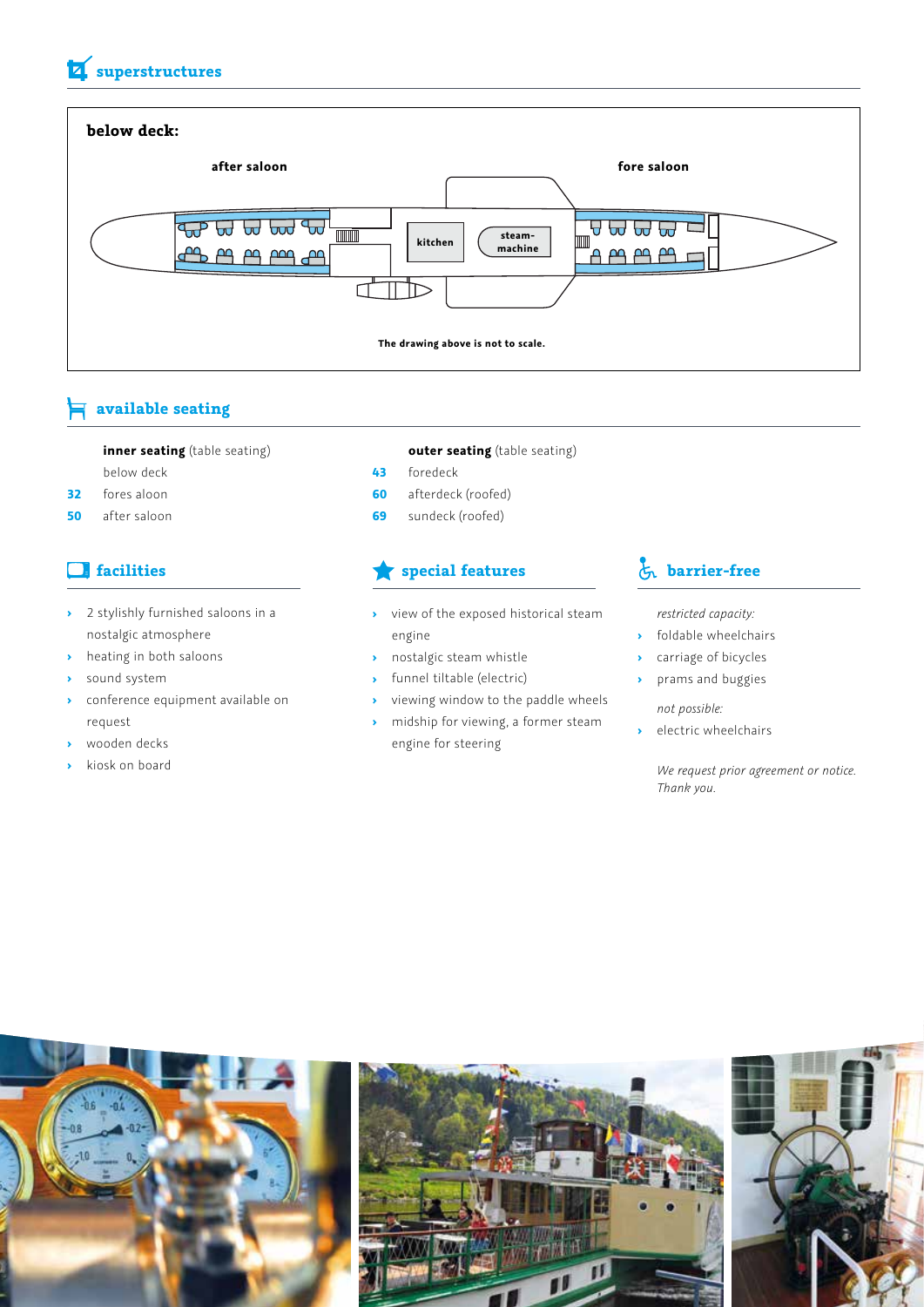## superstructures

**below deck:**

after saloon

fore saloon

kitchen

steam-machine

**The drawing above is not to scale.**

## available seating

**inner seating** (table seating)

below deck

**32** fores aloon

**50** after saloon

**outer seating** (table seating)

**43** foredeck

**60** afterdeck (roofed)

**69** sundeck (roofed)

## facilities

- 2 stylishly furnished saloons in a nostalgic atmosphere
- heating in both saloons
- sound system
- conference equipment available on request
- wooden decks
- kiosk on board

## special features

- view of the exposed historical steam engine
- nostalgic steam whistle
- funnel tiltable (electric)
- viewing window to the paddle wheels
- midship for viewing, a former steam engine for steering

## barrier-free

*restricted capacity:*

- foldable wheelchairs
- carriage of bicycles
- prams and buggies

*not possible:*

- electric wheelchairs

*We request prior agreement or notice. Thank you.*